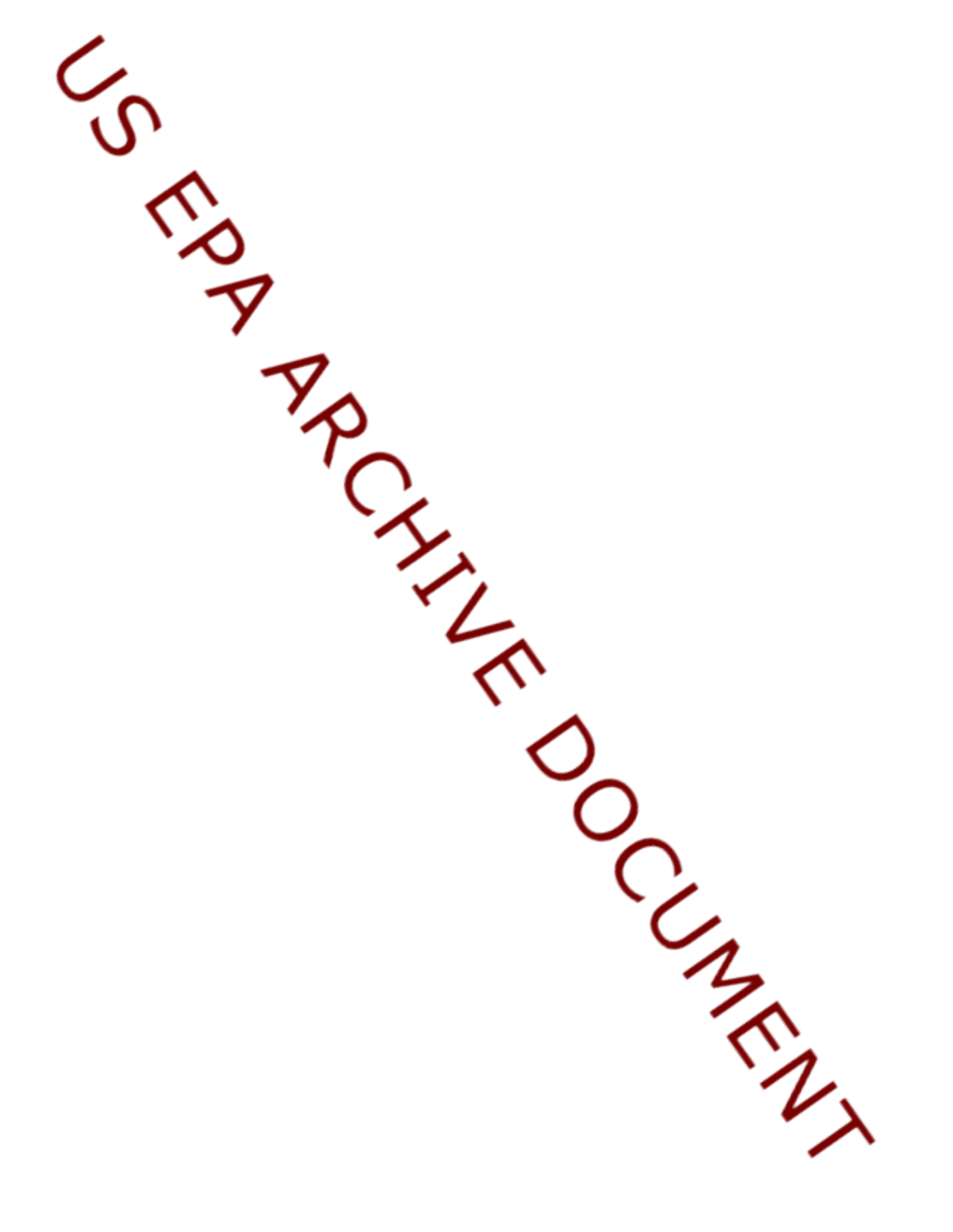US EPA ARCHIVE DOCUMENT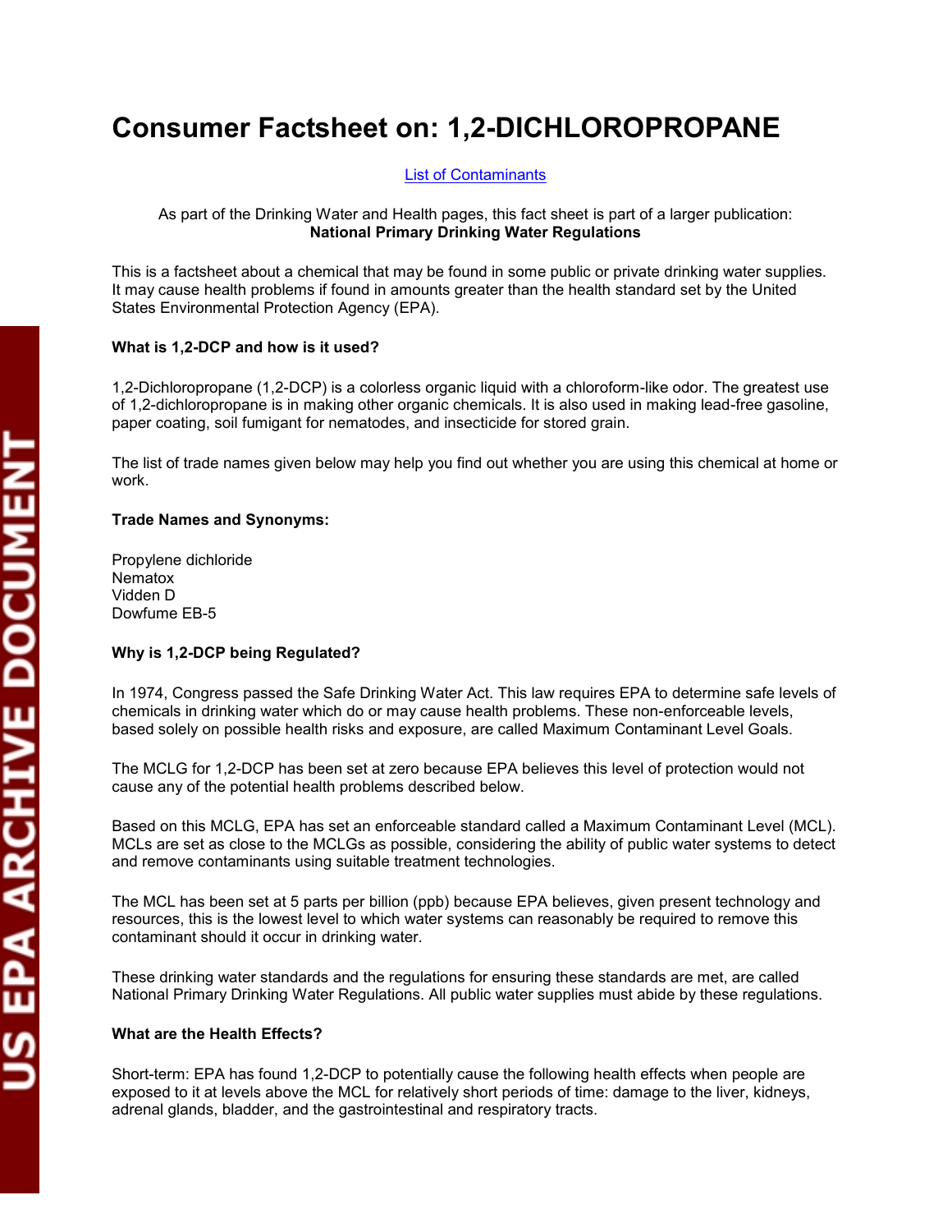# Consumer Factsheet on: 1,2-DICHLOROPROPANE

List of Contaminants

As part of the Drinking Water and Health pages, this fact sheet is part of a larger publication:
**National Primary Drinking Water Regulations**

This is a factsheet about a chemical that may be found in some public or private drinking water supplies. It may cause health problems if found in amounts greater than the health standard set by the United States Environmental Protection Agency (EPA).

**What is 1,2-DCP and how is it used?**

1,2-Dichloropropane (1,2-DCP) is a colorless organic liquid with a chloroform-like odor. The greatest use of 1,2-dichloropropane is in making other organic chemicals. It is also used in making lead-free gasoline, paper coating, soil fumigant for nematodes, and insecticide for stored grain.

The list of trade names given below may help you find out whether you are using this chemical at home or work.

**Trade Names and Synonyms:**

Propylene dichloride
Nematox
Vidden D
Dowfume EB-5

**Why is 1,2-DCP being Regulated?**

In 1974, Congress passed the Safe Drinking Water Act. This law requires EPA to determine safe levels of chemicals in drinking water which do or may cause health problems. These non-enforceable levels, based solely on possible health risks and exposure, are called Maximum Contaminant Level Goals.

The MCLG for 1,2-DCP has been set at zero because EPA believes this level of protection would not cause any of the potential health problems described below.

Based on this MCLG, EPA has set an enforceable standard called a Maximum Contaminant Level (MCL). MCLs are set as close to the MCLGs as possible, considering the ability of public water systems to detect and remove contaminants using suitable treatment technologies.

The MCL has been set at 5 parts per billion (ppb) because EPA believes, given present technology and resources, this is the lowest level to which water systems can reasonably be required to remove this contaminant should it occur in drinking water.

These drinking water standards and the regulations for ensuring these standards are met, are called National Primary Drinking Water Regulations. All public water supplies must abide by these regulations.

**What are the Health Effects?**

Short-term: EPA has found 1,2-DCP to potentially cause the following health effects when people are exposed to it at levels above the MCL for relatively short periods of time: damage to the liver, kidneys, adrenal glands, bladder, and the gastrointestinal and respiratory tracts.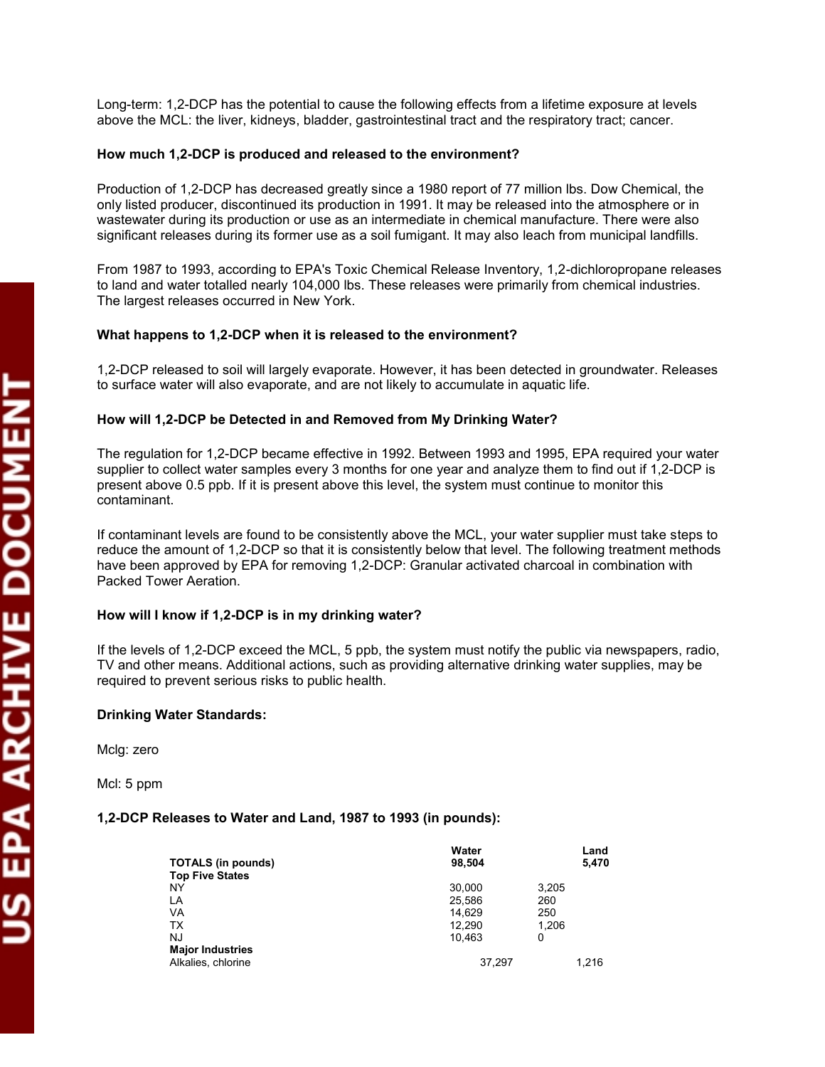Long-term: 1,2-DCP has the potential to cause the following effects from a lifetime exposure at levels above the MCL: the liver, kidneys, bladder, gastrointestinal tract and the respiratory tract; cancer.

**How much 1,2-DCP is produced and released to the environment?**

Production of 1,2-DCP has decreased greatly since a 1980 report of 77 million lbs. Dow Chemical, the only listed producer, discontinued its production in 1991. It may be released into the atmosphere or in wastewater during its production or use as an intermediate in chemical manufacture. There were also significant releases during its former use as a soil fumigant. It may also leach from municipal landfills.

From 1987 to 1993, according to EPA's Toxic Chemical Release Inventory, 1,2-dichloropropane releases to land and water totalled nearly 104,000 lbs. These releases were primarily from chemical industries. The largest releases occurred in New York.

**What happens to 1,2-DCP when it is released to the environment?**

1,2-DCP released to soil will largely evaporate. However, it has been detected in groundwater. Releases to surface water will also evaporate, and are not likely to accumulate in aquatic life.

**How will 1,2-DCP be Detected in and Removed from My Drinking Water?**

The regulation for 1,2-DCP became effective in 1992. Between 1993 and 1995, EPA required your water supplier to collect water samples every 3 months for one year and analyze them to find out if 1,2-DCP is present above 0.5 ppb. If it is present above this level, the system must continue to monitor this contaminant.

If contaminant levels are found to be consistently above the MCL, your water supplier must take steps to reduce the amount of 1,2-DCP so that it is consistently below that level. The following treatment methods have been approved by EPA for removing 1,2-DCP: Granular activated charcoal in combination with Packed Tower Aeration.

**How will I know if 1,2-DCP is in my drinking water?**

If the levels of 1,2-DCP exceed the MCL, 5 ppb, the system must notify the public via newspapers, radio, TV and other means. Additional actions, such as providing alternative drinking water supplies, may be required to prevent serious risks to public health.

**Drinking Water Standards:**

Mclg: zero

Mcl: 5 ppm

**1,2-DCP Releases to Water and Land, 1987 to 1993 (in pounds):**

| | Water | Land |
|---|---|---|
| **TOTALS (in pounds)** | **98,504** | **5,470** |
| **Top Five States** | | |
| NY | 30,000 | 3,205 |
| LA | 25,586 | 260 |
| VA | 14,629 | 250 |
| TX | 12,290 | 1,206 |
| NJ | 10,463 | 0 |
| **Major Industries** | | |
| Alkalies, chlorine | 37,297 | 1,216 |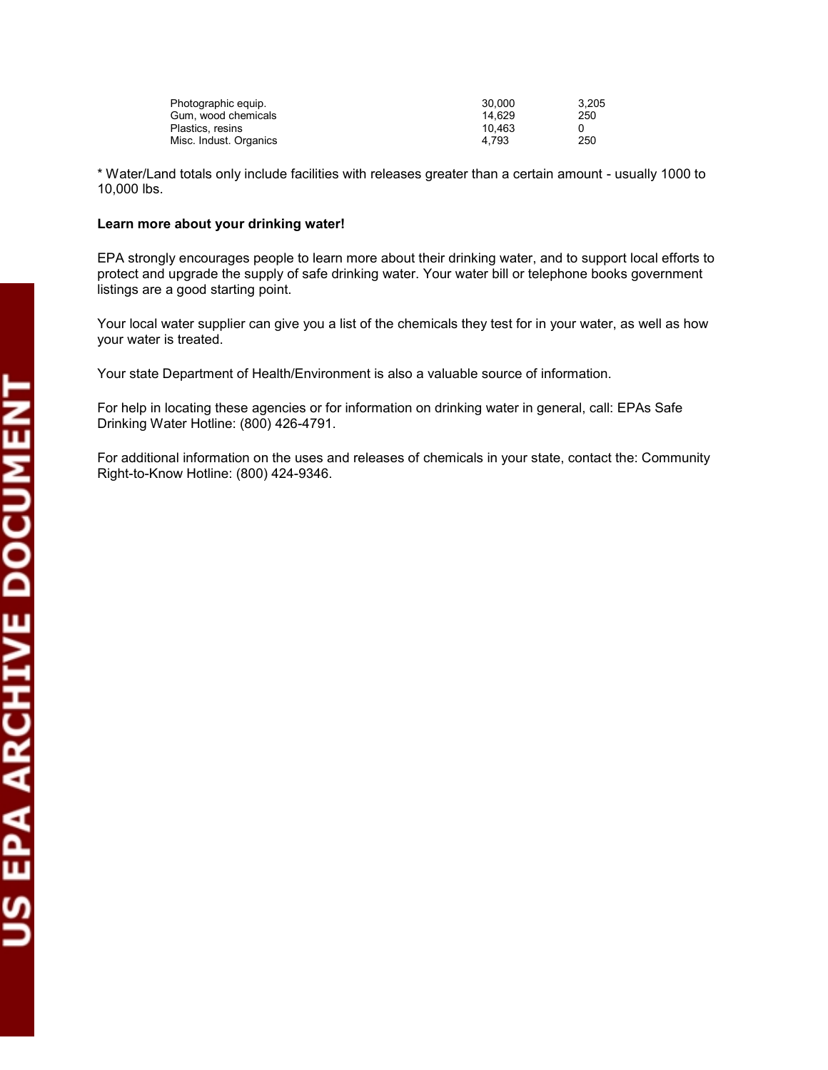| | | |
|---|---|---|
| Photographic equip. | 30,000 | 3,205 |
| Gum, wood chemicals | 14,629 | 250 |
| Plastics, resins | 10,463 | 0 |
| Misc. Indust. Organics | 4,793 | 250 |

* Water/Land totals only include facilities with releases greater than a certain amount - usually 1000 to 10,000 lbs.

**Learn more about your drinking water!**

EPA strongly encourages people to learn more about their drinking water, and to support local efforts to protect and upgrade the supply of safe drinking water. Your water bill or telephone books government listings are a good starting point.

Your local water supplier can give you a list of the chemicals they test for in your water, as well as how your water is treated.

Your state Department of Health/Environment is also a valuable source of information.

For help in locating these agencies or for information on drinking water in general, call: EPAs Safe Drinking Water Hotline: (800) 426-4791.

For additional information on the uses and releases of chemicals in your state, contact the: Community Right-to-Know Hotline: (800) 424-9346.